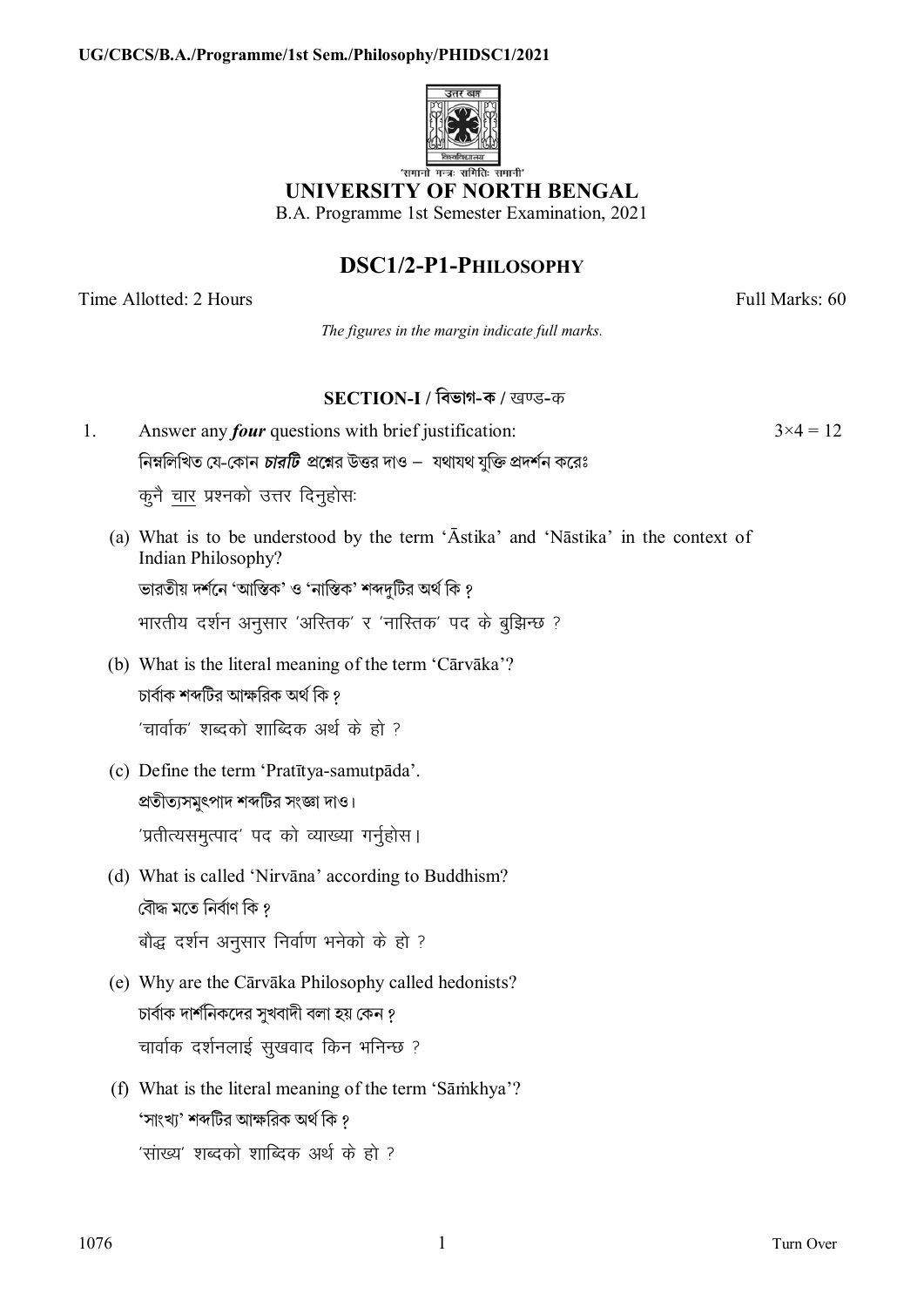'समानो मन्त्रः समितिः समानी'

# UNIVERSITY OF NORTH BENGAL

B.A. Programme 1st Semester Examination, 2021

## DSC1/2-P1-PHILOSOPHY

Time Allotted: 2 Hours Full Marks: 60

*The figures in the margin indicate full marks.*

### SECTION-I / বিভাগ-ক / खण्ड-क

1. Answer any ***four*** questions with brief justification: $3\times4 = 12$

   নিম্নলিখিত যে-কোন ***চারটি*** প্রশ্নের উত্তর দাও – যথাযথ যুক্তি প্রদর্শন করেঃ

   कुनै चार प्रश्नको उत्तर दिनुहोसः

   (a) What is to be understood by the term 'Āstika' and 'Nāstika' in the context of Indian Philosophy?

   ভারতীয় দর্শনে 'আস্তিক' ও 'নাস্তিক' শব্দদুটির অর্থ কি ?

   भारतीय दर्शन अनुसार 'अस्तिक' र 'नास्तिक' पद के बुझिन्छ ?

   (b) What is the literal meaning of the term 'Cārvāka'?

   চার্বাক শব্দটির আক্ষরিক অর্থ কি ?

   'चार्वाक' शब्दको शाब्दिक अर्थ के हो ?

   (c) Define the term 'Pratītya-samutpāda'.

   প্রতীত্যসমুৎপাদ শব্দটির সংজ্ঞা দাও।

   'प्रतीत्यसमुत्पाद' पद को व्याख्या गर्नुहोस।

   (d) What is called 'Nirvāna' according to Buddhism?

   বৌদ্ধ মতে নির্বাণ কি ?

   बौद्ध दर्शन अनुसार निर्वाण भनेको के हो ?

   (e) Why are the Cārvāka Philosophy called hedonists?

   চার্বাক দার্শনিকদের সুখবাদী বলা হয় কেন ?

   चार्वाक दर्शनलाई सुखवाद किन भनिन्छ ?

   (f) What is the literal meaning of the term 'Sāṁkhya'?

   'সাংখ্য' শব্দটির আক্ষরিক অর্থ কি ?

   'सांख्य' शब्दको शाब्दिक अर्थ के हो ?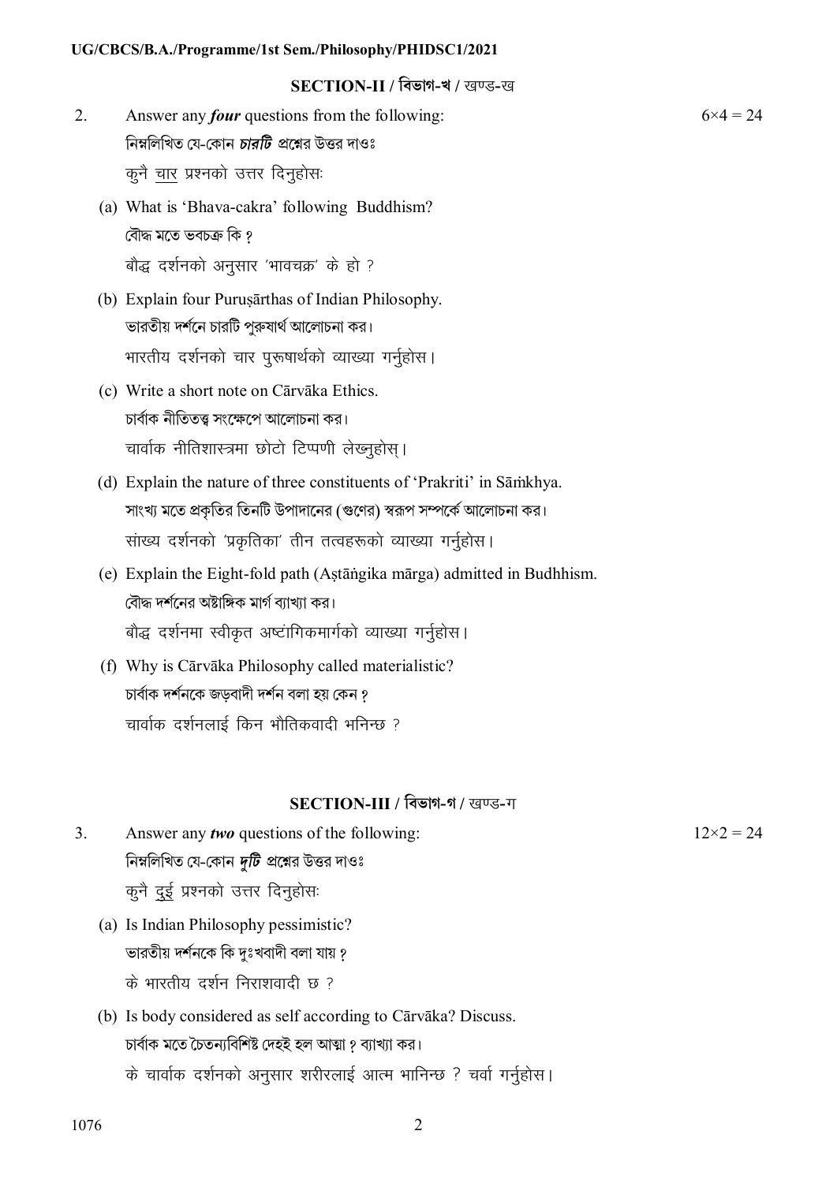## SECTION-II / বিভাগ-খ / खण्ड-ख

2. Answer any ***four*** questions from the following: $6 \times 4 = 24$

   নিম্নলিখিত যে-কোন ***চারটি*** প্রশ্নের উত্তর দাওঃ

   कुनै चार प्रश्नको उत्तर दिनुहोसः

   (a) What is 'Bhava-cakra' following Buddhism?

   বৌদ্ধ মতে ভবচক্র কি ?

   बौद्ध दर्शनको अनुसार 'भावचक्र' के हो ?

   (b) Explain four Puruṣārthas of Indian Philosophy.

   ভারতীয় দর্শনে চারটি পুরুষার্থ আলোচনা কর।

   भारतीय दर्शनको चार पुरुषार्थको व्याख्या गर्नुहोस।

   (c) Write a short note on Cārvāka Ethics.

   চার্বাক নীতিতত্ত্ব সংক্ষেপে আলোচনা কর।

   चार्वाक नीतिशास्त्रमा छोटो टिप्पणी लेख्नुहोस्।

   (d) Explain the nature of three constituents of 'Prakriti' in Sāṁkhya.

   সাংখ্য মতে প্রকৃতির তিনটি উপাদানের (গুণের) স্বরূপ সম্পর্কে আলোচনা কর।

   सांख्य दर्शनको 'प्रकृतिका' तीन तत्वहरूको व्याख्या गर्नुहोस।

   (e) Explain the Eight-fold path (Aṣṭāṅgika mārga) admitted in Budhhism.

   বৌদ্ধ দর্শনের অষ্টাঙ্গিক মার্গ ব্যাখ্যা কর।

   बौद्ध दर्शनमा स्वीकृत अष्टांगिकमार्गको व्याख्या गर्नुहोस।

   (f) Why is Cārvāka Philosophy called materialistic?

   চার্বাক দর্শনকে জড়বাদী দর্শন বলা হয় কেন ?

   चार्वाक दर्शनलाई किन भौतिकवादी भनिन्छ ?

## SECTION-III / বিভাগ-গ / खण्ड-ग

3. Answer any ***two*** questions of the following: $12 \times 2 = 24$

   নিম্নলিখিত যে-কোন ***দুটি*** প্রশ্নের উত্তর দাওঃ

   कुनै दुई प्रश्नको उत्तर दिनुहोसः

   (a) Is Indian Philosophy pessimistic?

   ভারতীয় দর্শনকে কি দুঃখবাদী বলা যায় ?

   के भारतीय दर्शन निराशवादी छ ?

   (b) Is body considered as self according to Cārvāka? Discuss.

   চার্বাক মতে চৈতন্যবিশিষ্ট দেহই হল আত্মা ? ব্যাখ্যা কর।

   के चार्वाक दर्शनको अनुसार शरीरलाई आत्म भानिन्छ ? चर्चा गर्नुहोस।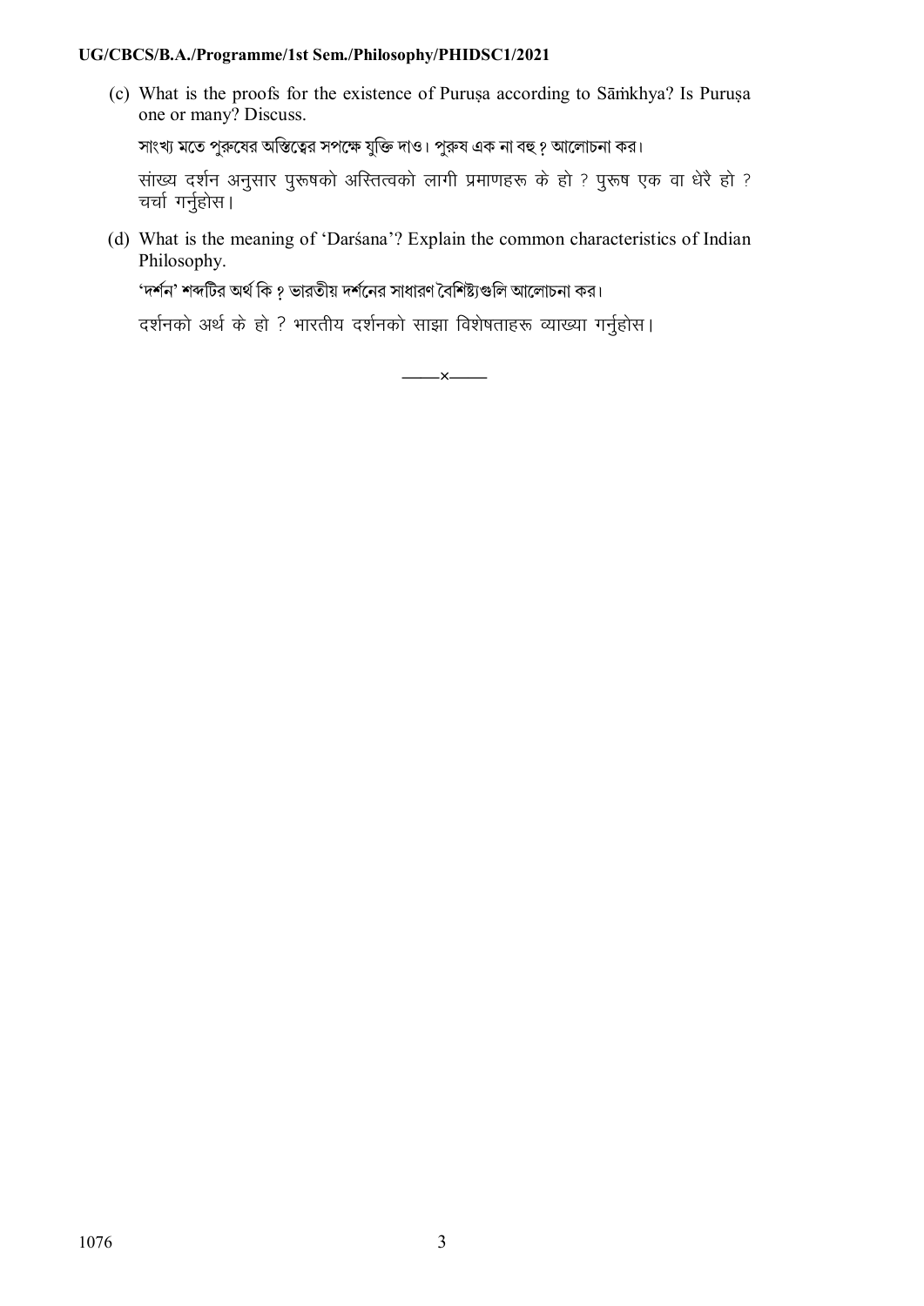(c) What is the proofs for the existence of Puruṣa according to Sāṁkhya? Is Puruṣa one or many? Discuss.

সাংখ্য মতে পুরুষের অস্তিত্বের সপক্ষে যুক্তি দাও। পুরুষ এক না বহু ? আলোচনা কর।

सांख्य दर्शन अनुसार पुरूषको अस्तित्वको लागी प्रमाणहरू के हो ? पुरूष एक वा धेरै हो ? चर्चा गर्नुहोस।

(d) What is the meaning of 'Darśana'? Explain the common characteristics of Indian Philosophy.

'দর্শন' শব্দটির অর্থ কি ? ভারতীয় দর্শনের সাধারণ বৈশিষ্ট্যগুলি আলোচনা কর।

दर्शनको अर्थ के हो ? भारतीय दर্शनको साझा विशेषताहरू व्याख्या गर्नुहोस।

——×——